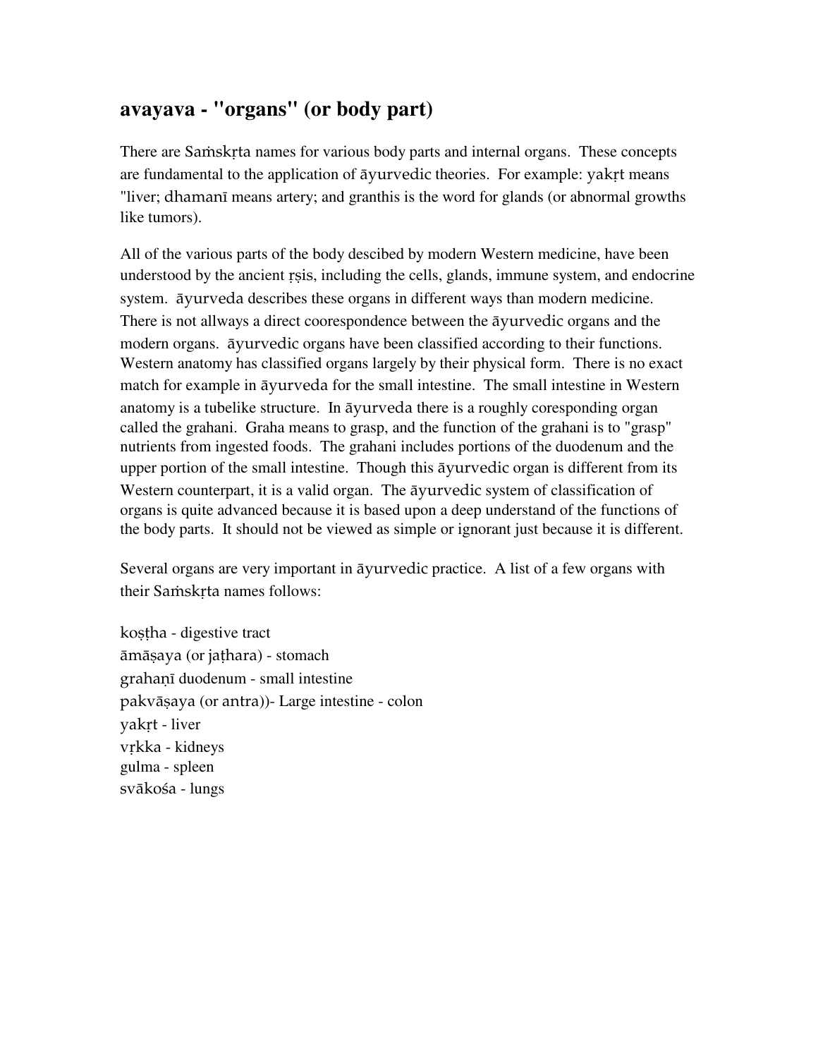## avayava - "organs" (or body part)

There are Saṁskṛta names for various body parts and internal organs. These concepts are fundamental to the application of āyurvedic theories. For example: yakṛt means "liver; dhamanī means artery; and granthis is the word for glands (or abnormal growths like tumors).

All of the various parts of the body descibed by modern Western medicine, have been understood by the ancient ṛṣis, including the cells, glands, immune system, and endocrine system. āyurveda describes these organs in different ways than modern medicine. There is not allways a direct coorespondence between the āyurvedic organs and the modern organs. āyurvedic organs have been classified according to their functions. Western anatomy has classified organs largely by their physical form. There is no exact match for example in āyurveda for the small intestine. The small intestine in Western anatomy is a tubelike structure. In āyurveda there is a roughly coresponding organ called the grahani. Graha means to grasp, and the function of the grahani is to "grasp" nutrients from ingested foods. The grahani includes portions of the duodenum and the upper portion of the small intestine. Though this āyurvedic organ is different from its Western counterpart, it is a valid organ. The āyurvedic system of classification of organs is quite advanced because it is based upon a deep understand of the functions of the body parts. It should not be viewed as simple or ignorant just because it is different.

Several organs are very important in āyurvedic practice. A list of a few organs with their Saṁskṛta names follows:

koṣṭha - digestive tract  
āmāṣaya (or jaṭhara) - stomach  
grahaṇī duodenum - small intestine  
pakvāṣaya (or antra))- Large intestine - colon  
yakṛt - liver  
vṛkka - kidneys  
gulma - spleen  
svākośa - lungs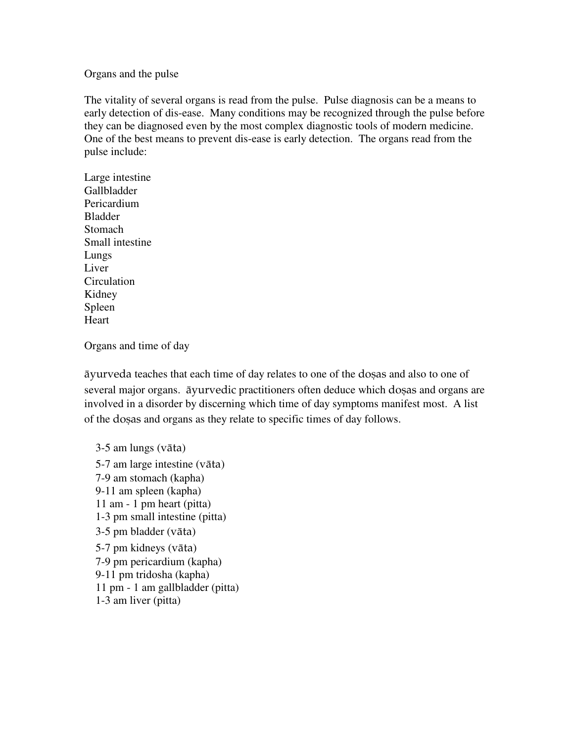Organs and the pulse

The vitality of several organs is read from the pulse. Pulse diagnosis can be a means to early detection of dis-ease. Many conditions may be recognized through the pulse before they can be diagnosed even by the most complex diagnostic tools of modern medicine. One of the best means to prevent dis-ease is early detection. The organs read from the pulse include:

Large intestine
Gallbladder
Pericardium
Bladder
Stomach
Small intestine
Lungs
Liver
Circulation
Kidney
Spleen
Heart

Organs and time of day

āyurveda teaches that each time of day relates to one of the doṣas and also to one of several major organs. āyurvedic practitioners often deduce which doṣas and organs are involved in a disorder by discerning which time of day symptoms manifest most. A list of the doṣas and organs as they relate to specific times of day follows.

3-5 am lungs (vāta)
5-7 am large intestine (vāta)
7-9 am stomach (kapha)
9-11 am spleen (kapha)
11 am - 1 pm heart (pitta)
1-3 pm small intestine (pitta)
3-5 pm bladder (vāta)
5-7 pm kidneys (vāta)
7-9 pm pericardium (kapha)
9-11 pm tridosha (kapha)
11 pm - 1 am gallbladder (pitta)
1-3 am liver (pitta)